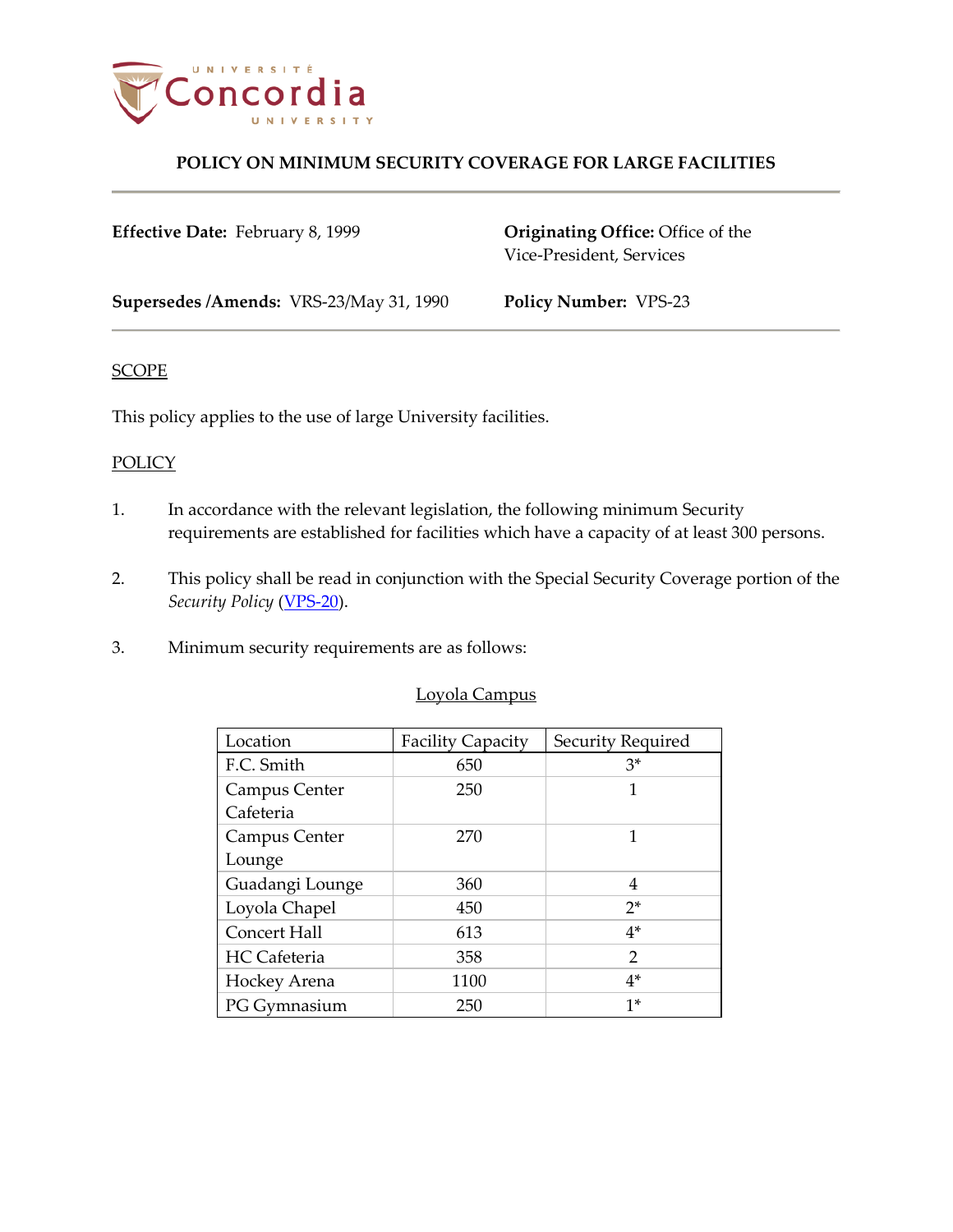# POLICY ON MINIMUM SECURITY COVERAGE FOR LARGE FACILITIES

**Effective Date:** February 8, 1999

**Originating Office:** Office of the Vice-President, Services

**Supersedes /Amends:** VRS-23/May 31, 1990

**Policy Number:** VPS-23

## SCOPE

This policy applies to the use of large University facilities.

## POLICY

1. In accordance with the relevant legislation, the following minimum Security requirements are established for facilities which have a capacity of at least 300 persons.

2. This policy shall be read in conjunction with the Special Security Coverage portion of the *Security Policy* (VPS-20).

3. Minimum security requirements are as follows:

Loyola Campus

| Location | Facility Capacity | Security Required |
|---|---|---|
| F.C. Smith | 650 | 3* |
| Campus Center Cafeteria | 250 | 1 |
| Campus Center Lounge | 270 | 1 |
| Guadangi Lounge | 360 | 4 |
| Loyola Chapel | 450 | 2* |
| Concert Hall | 613 | 4* |
| HC Cafeteria | 358 | 2 |
| Hockey Arena | 1100 | 4* |
| PG Gymnasium | 250 | 1* |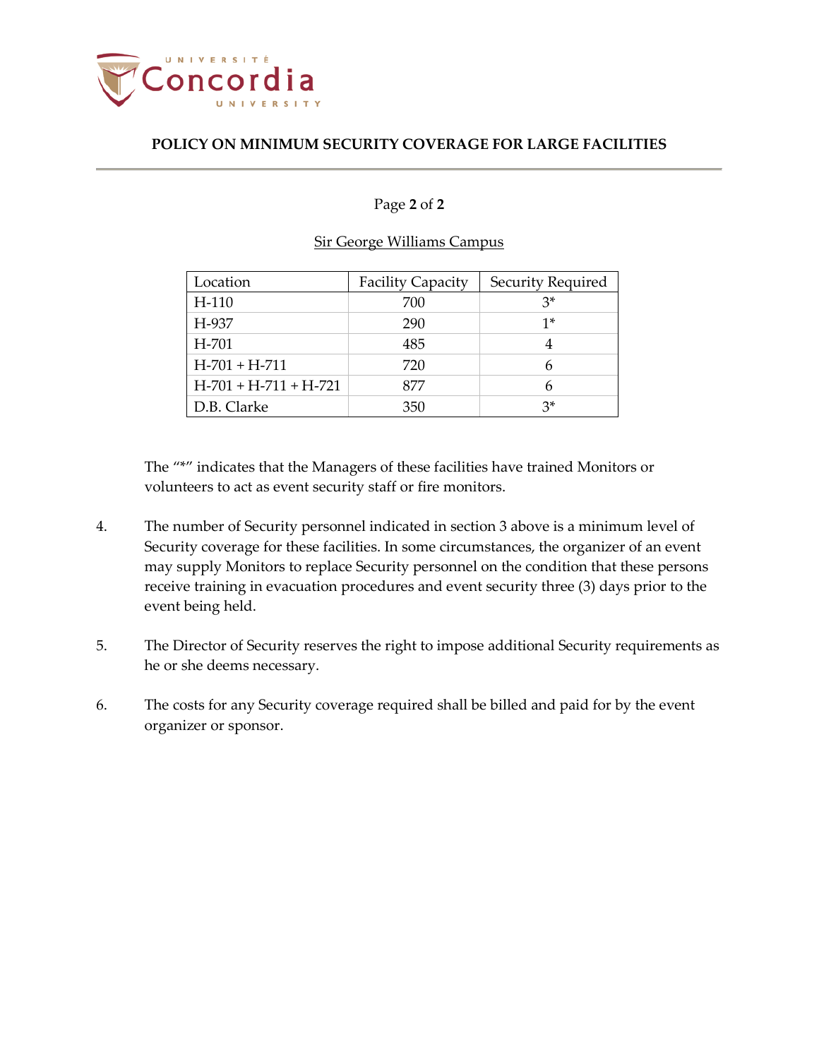Sir George Williams Campus

| Location | Facility Capacity | Security Required |
| --- | --- | --- |
| H-110 | 700 | 3* |
| H-937 | 290 | 1* |
| H-701 | 485 | 4 |
| H-701 + H-711 | 720 | 6 |
| H-701 + H-711 + H-721 | 877 | 6 |
| D.B. Clarke | 350 | 3* |

The "*" indicates that the Managers of these facilities have trained Monitors or volunteers to act as event security staff or fire monitors.

4. The number of Security personnel indicated in section 3 above is a minimum level of Security coverage for these facilities. In some circumstances, the organizer of an event may supply Monitors to replace Security personnel on the condition that these persons receive training in evacuation procedures and event security three (3) days prior to the event being held.

5. The Director of Security reserves the right to impose additional Security requirements as he or she deems necessary.

6. The costs for any Security coverage required shall be billed and paid for by the event organizer or sponsor.